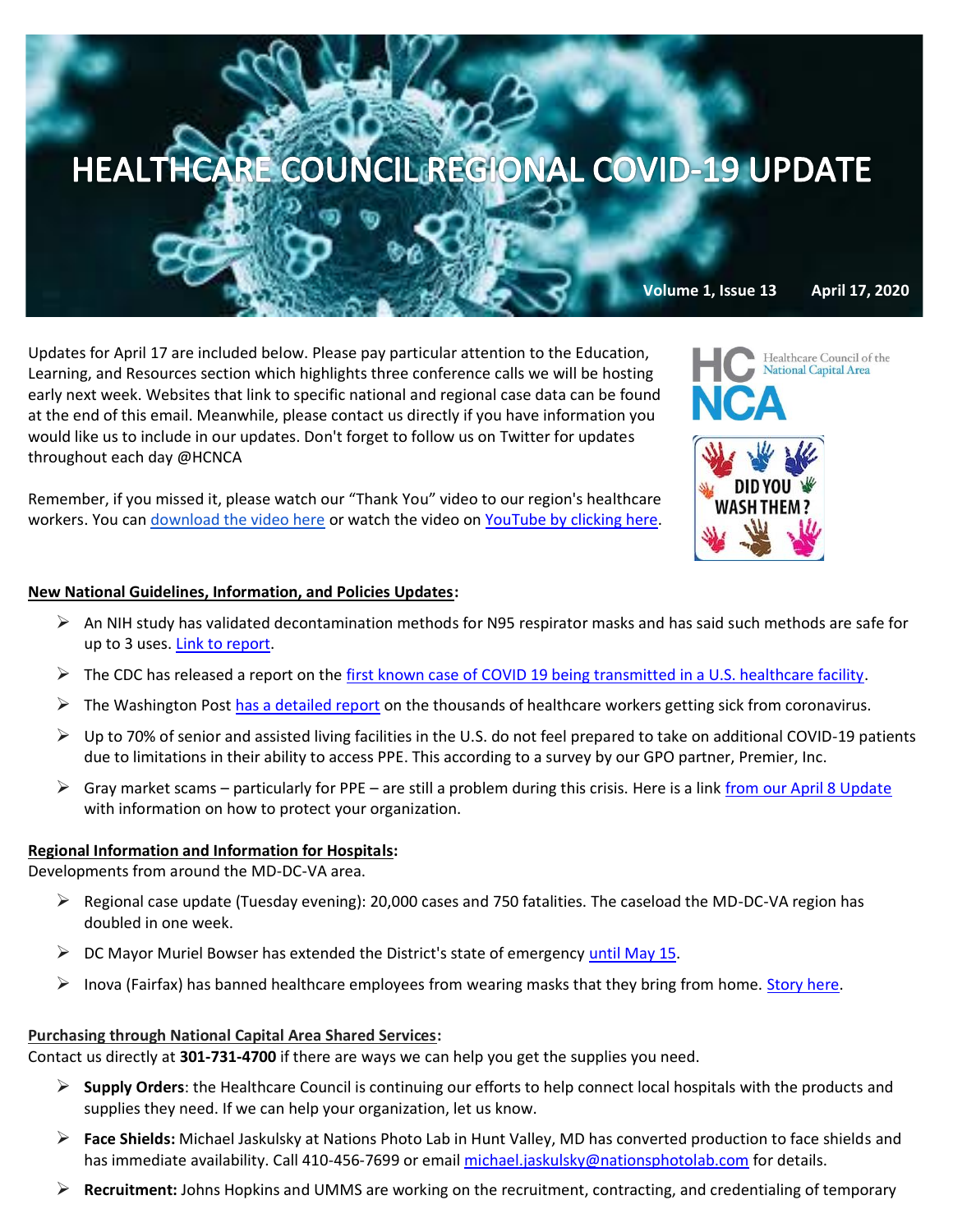# HEALTHCARE COUNCIL REGIONAL COVID-19 UPDATE

**Volume 1, Issue 13 April 17, 2020**

Updates for April 17 are included below. Please pay particular attention to the Education, Learning, and Resources section which highlights three conference calls we will be hosting early next week. Websites that link to specific national and regional case data can be found at the end of this email. Meanwhile, please contact us directly if you have information you would like us to include in our updates. Don't forget to follow us on Twitter for updates throughout each day @HCNCA

Remember, if you missed it, please watch our "Thank You" video to our region's healthcare workers. You can download the video here or watch the video on YouTube by clicking here.

HC NCA Healthcare Council of the National Capital Area

DID YOU WASH THEM?

**New National Guidelines, Information, and Policies Updates:**

- An NIH study has validated decontamination methods for N95 respirator masks and has said such methods are safe for up to 3 uses. Link to report.
- The CDC has released a report on the first known case of COVID 19 being transmitted in a U.S. healthcare facility.
- The Washington Post has a detailed report on the thousands of healthcare workers getting sick from coronavirus.
- Up to 70% of senior and assisted living facilities in the U.S. do not feel prepared to take on additional COVID-19 patients due to limitations in their ability to access PPE. This according to a survey by our GPO partner, Premier, Inc.
- Gray market scams – particularly for PPE – are still a problem during this crisis. Here is a link from our April 8 Update with information on how to protect your organization.

**Regional Information and Information for Hospitals:**
Developments from around the MD-DC-VA area.

- Regional case update (Tuesday evening): 20,000 cases and 750 fatalities. The caseload the MD-DC-VA region has doubled in one week.
- DC Mayor Muriel Bowser has extended the District's state of emergency until May 15.
- Inova (Fairfax) has banned healthcare employees from wearing masks that they bring from home. Story here.

**Purchasing through National Capital Area Shared Services:**
Contact us directly at **301-731-4700** if there are ways we can help you get the supplies you need.

- **Supply Orders**: the Healthcare Council is continuing our efforts to help connect local hospitals with the products and supplies they need. If we can help your organization, let us know.
- **Face Shields:** Michael Jaskulsky at Nations Photo Lab in Hunt Valley, MD has converted production to face shields and has immediate availability. Call 410-456-7699 or email michael.jaskulsky@nationsphotolab.com for details.
- **Recruitment:** Johns Hopkins and UMMS are working on the recruitment, contracting, and credentialing of temporary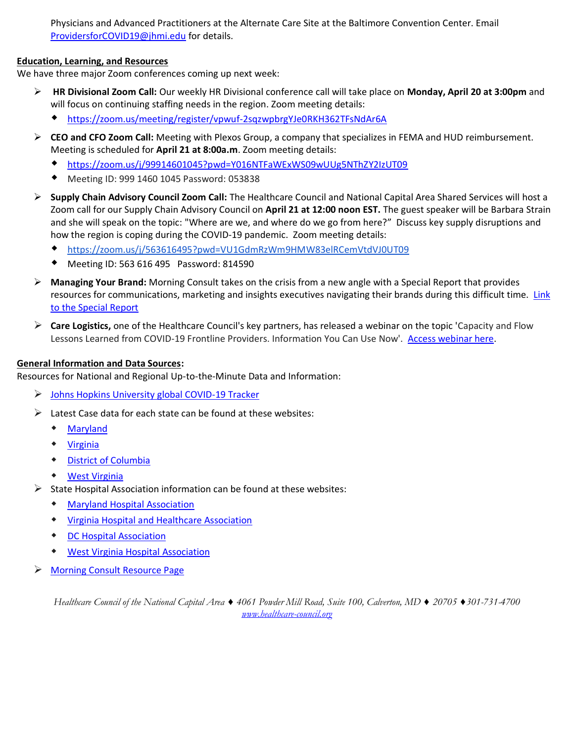Physicians and Advanced Practitioners at the Alternate Care Site at the Baltimore Convention Center. Email ProvidersforCOVID19@jhmi.edu for details.

**Education, Learning, and Resources**

We have three major Zoom conferences coming up next week:

- **HR Divisional Zoom Call:** Our weekly HR Divisional conference call will take place on **Monday, April 20 at 3:00pm** and will focus on continuing staffing needs in the region. Zoom meeting details:
  - https://zoom.us/meeting/register/vpwuf-2sqzwpbrgYJe0RKH362TFsNdAr6A
- **CEO and CFO Zoom Call:** Meeting with Plexos Group, a company that specializes in FEMA and HUD reimbursement. Meeting is scheduled for **April 21 at 8:00a.m**. Zoom meeting details:
  - https://zoom.us/j/99914601045?pwd=Y016NTFaWExWS09wUUg5NThZY2IzUT09
  - Meeting ID: 999 1460 1045 Password: 053838
- **Supply Chain Advisory Council Zoom Call:** The Healthcare Council and National Capital Area Shared Services will host a Zoom call for our Supply Chain Advisory Council on **April 21 at 12:00 noon EST.** The guest speaker will be Barbara Strain and she will speak on the topic: "Where are we, and where do we go from here?" Discuss key supply disruptions and how the region is coping during the COVID-19 pandemic. Zoom meeting details:
  - https://zoom.us/j/563616495?pwd=VU1GdmRzWm9HMW83elRCemVtdVJ0UT09
  - Meeting ID: 563 616 495 Password: 814590
- **Managing Your Brand:** Morning Consult takes on the crisis from a new angle with a Special Report that provides resources for communications, marketing and insights executives navigating their brands during this difficult time. Link to the Special Report
- **Care Logistics,** one of the Healthcare Council's key partners, has released a webinar on the topic 'Capacity and Flow Lessons Learned from COVID-19 Frontline Providers. Information You Can Use Now'. Access webinar here.

**General Information and Data Sources:**

Resources for National and Regional Up-to-the-Minute Data and Information:

- Johns Hopkins University global COVID-19 Tracker
- Latest Case data for each state can be found at these websites:
  - Maryland
  - Virginia
  - District of Columbia
  - West Virginia
- State Hospital Association information can be found at these websites:
  - Maryland Hospital Association
  - Virginia Hospital and Healthcare Association
  - DC Hospital Association
  - West Virginia Hospital Association
- Morning Consult Resource Page

*Healthcare Council of the National Capital Area ♦ 4061 Powder Mill Road, Suite 100, Calverton, MD ♦ 20705 ♦301-731-4700*
*www.healthcare-council.org*